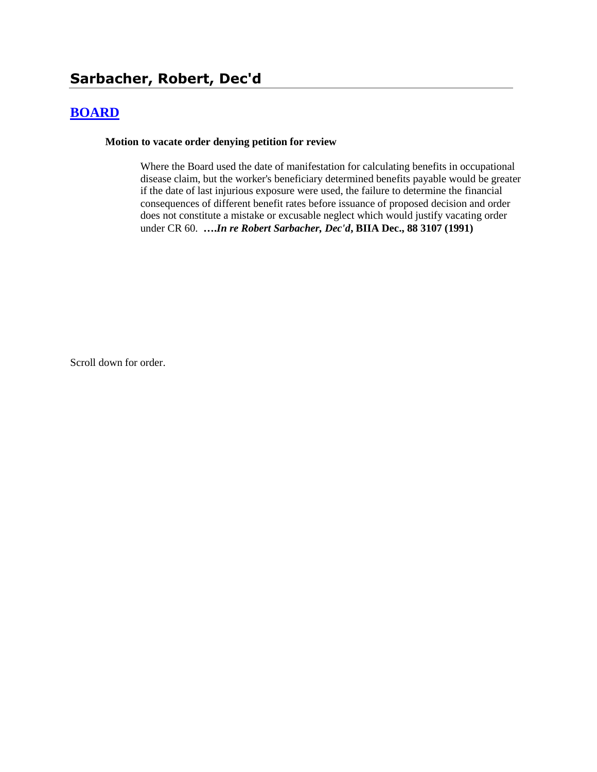# Sarbacher, Robert, Dec'd

## BOARD

**Motion to vacate order denying petition for review**

Where the Board used the date of manifestation for calculating benefits in occupational disease claim, but the worker's beneficiary determined benefits payable would be greater if the date of last injurious exposure were used, the failure to determine the financial consequences of different benefit rates before issuance of proposed decision and order does not constitute a mistake or excusable neglect which would justify vacating order under CR 60. ***….In re Robert Sarbacher, Dec'd*, BIIA Dec., 88 3107 (1991)**

Scroll down for order.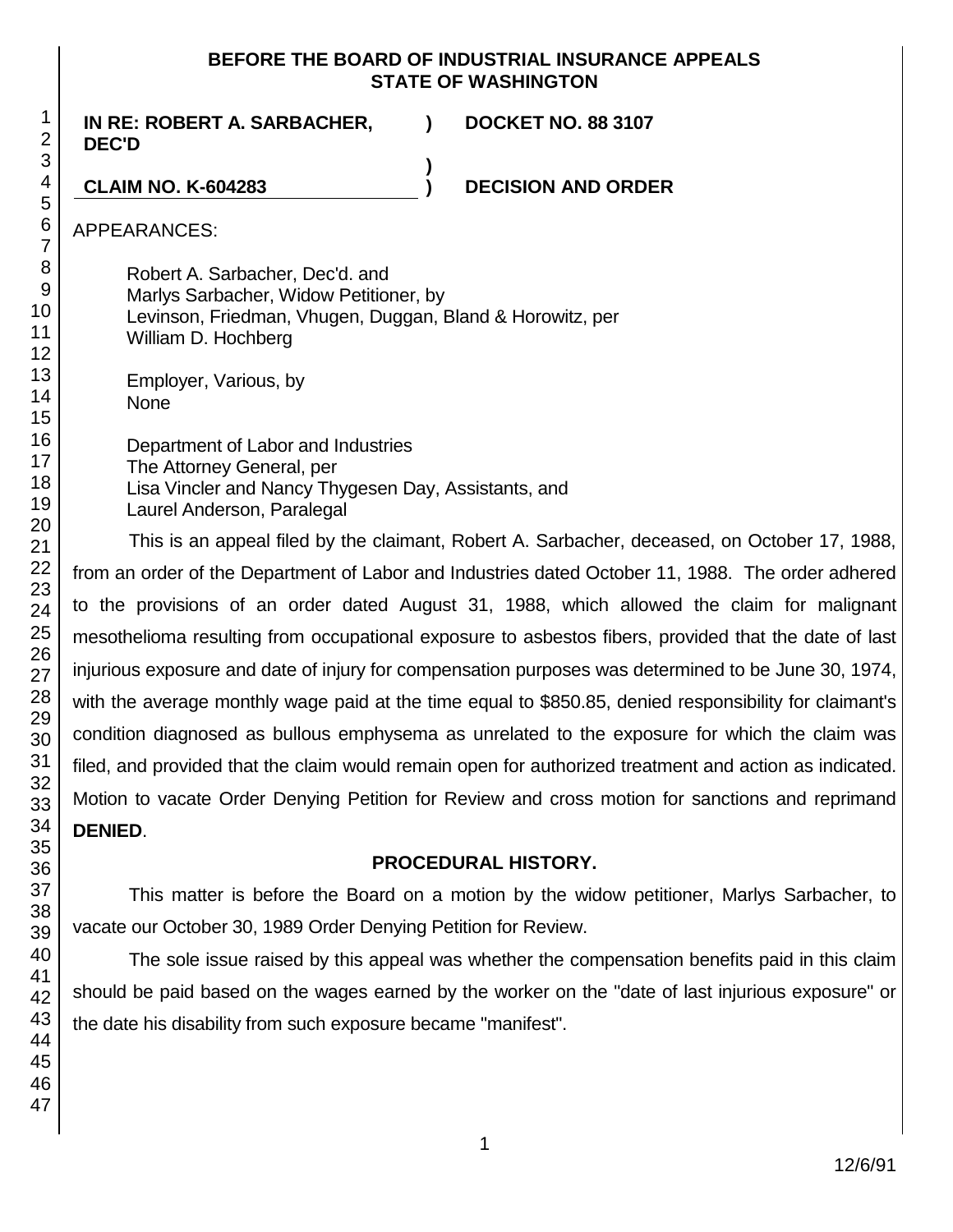**BEFORE THE BOARD OF INDUSTRIAL INSURANCE APPEALS STATE OF WASHINGTON**

**IN RE: ROBERT A. SARBACHER, DEC'D** ) **DOCKET NO. 88 3107**

**CLAIM NO. K-604283** ) **DECISION AND ORDER**

APPEARANCES:

Robert A. Sarbacher, Dec'd. and
Marlys Sarbacher, Widow Petitioner, by
Levinson, Friedman, Vhugen, Duggan, Bland & Horowitz, per
William D. Hochberg

Employer, Various, by
None

Department of Labor and Industries
The Attorney General, per
Lisa Vincler and Nancy Thygesen Day, Assistants, and
Laurel Anderson, Paralegal

This is an appeal filed by the claimant, Robert A. Sarbacher, deceased, on October 17, 1988, from an order of the Department of Labor and Industries dated October 11, 1988. The order adhered to the provisions of an order dated August 31, 1988, which allowed the claim for malignant mesothelioma resulting from occupational exposure to asbestos fibers, provided that the date of last injurious exposure and date of injury for compensation purposes was determined to be June 30, 1974, with the average monthly wage paid at the time equal to $850.85, denied responsibility for claimant's condition diagnosed as bullous emphysema as unrelated to the exposure for which the claim was filed, and provided that the claim would remain open for authorized treatment and action as indicated. Motion to vacate Order Denying Petition for Review and cross motion for sanctions and reprimand **DENIED**.

## PROCEDURAL HISTORY.

This matter is before the Board on a motion by the widow petitioner, Marlys Sarbacher, to vacate our October 30, 1989 Order Denying Petition for Review.

The sole issue raised by this appeal was whether the compensation benefits paid in this claim should be paid based on the wages earned by the worker on the "date of last injurious exposure" or the date his disability from such exposure became "manifest".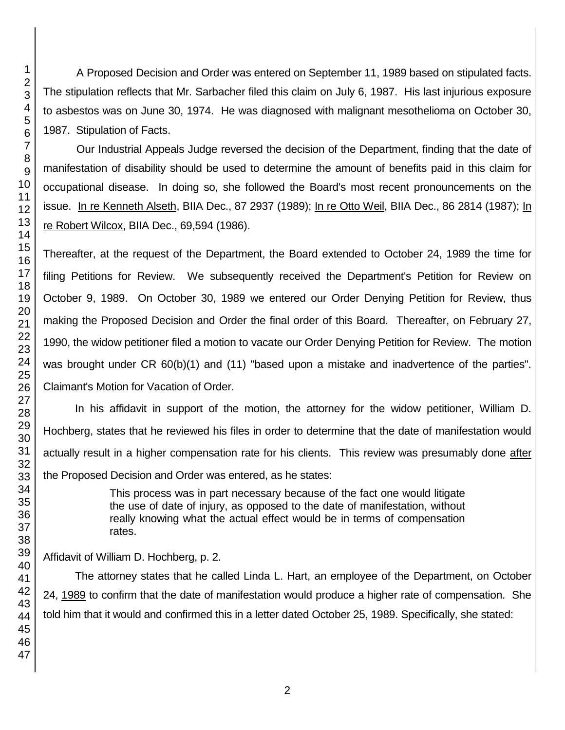A Proposed Decision and Order was entered on September 11, 1989 based on stipulated facts. The stipulation reflects that Mr. Sarbacher filed this claim on July 6, 1987. His last injurious exposure to asbestos was on June 30, 1974. He was diagnosed with malignant mesothelioma on October 30, 1987. Stipulation of Facts.

Our Industrial Appeals Judge reversed the decision of the Department, finding that the date of manifestation of disability should be used to determine the amount of benefits paid in this claim for occupational disease. In doing so, she followed the Board's most recent pronouncements on the issue. In re Kenneth Alseth, BIIA Dec., 87 2937 (1989); In re Otto Weil, BIIA Dec., 86 2814 (1987); In re Robert Wilcox, BIIA Dec., 69,594 (1986).

Thereafter, at the request of the Department, the Board extended to October 24, 1989 the time for filing Petitions for Review. We subsequently received the Department's Petition for Review on October 9, 1989. On October 30, 1989 we entered our Order Denying Petition for Review, thus making the Proposed Decision and Order the final order of this Board. Thereafter, on February 27, 1990, the widow petitioner filed a motion to vacate our Order Denying Petition for Review. The motion was brought under CR 60(b)(1) and (11) "based upon a mistake and inadvertence of the parties". Claimant's Motion for Vacation of Order.

In his affidavit in support of the motion, the attorney for the widow petitioner, William D. Hochberg, states that he reviewed his files in order to determine that the date of manifestation would actually result in a higher compensation rate for his clients. This review was presumably done after the Proposed Decision and Order was entered, as he states:

> This process was in part necessary because of the fact one would litigate the use of date of injury, as opposed to the date of manifestation, without really knowing what the actual effect would be in terms of compensation rates.

Affidavit of William D. Hochberg, p. 2.

The attorney states that he called Linda L. Hart, an employee of the Department, on October 24, 1989 to confirm that the date of manifestation would produce a higher rate of compensation. She told him that it would and confirmed this in a letter dated October 25, 1989. Specifically, she stated: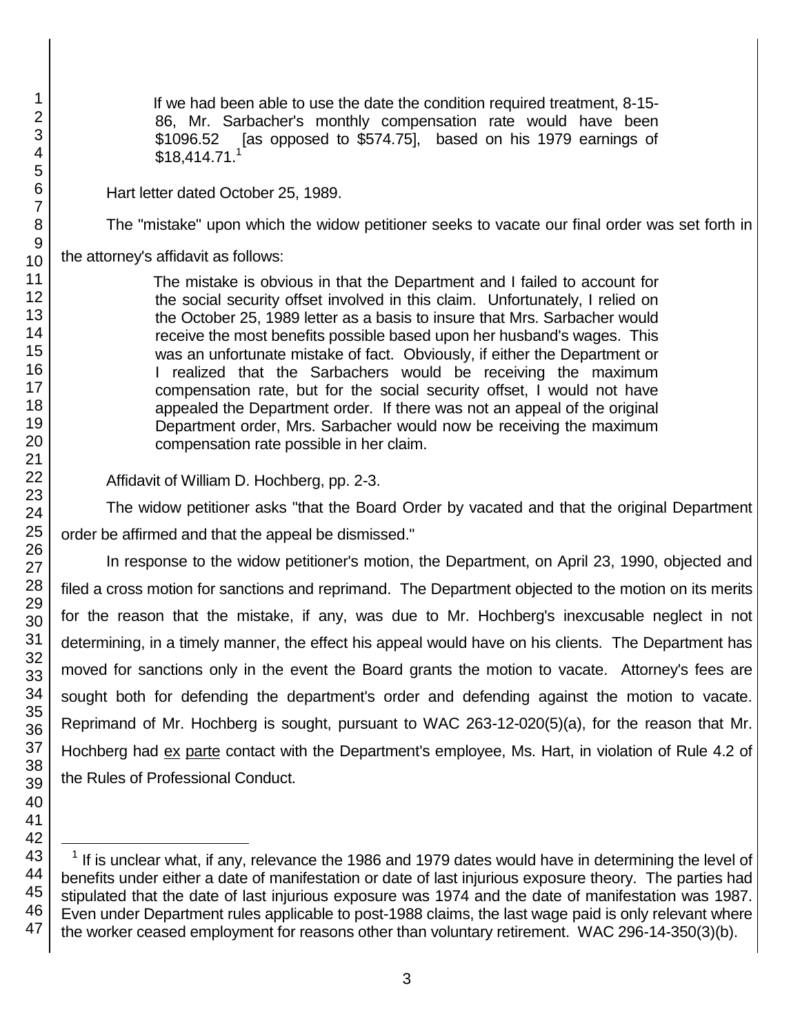> If we had been able to use the date the condition required treatment, 8-15-86, Mr. Sarbacher's monthly compensation rate would have been $1096.52 [as opposed to $574.75], based on his 1979 earnings of $18,414.71.[1]

Hart letter dated October 25, 1989.

The "mistake" upon which the widow petitioner seeks to vacate our final order was set forth in the attorney's affidavit as follows:

> The mistake is obvious in that the Department and I failed to account for the social security offset involved in this claim. Unfortunately, I relied on the October 25, 1989 letter as a basis to insure that Mrs. Sarbacher would receive the most benefits possible based upon her husband's wages. This was an unfortunate mistake of fact. Obviously, if either the Department or I realized that the Sarbachers would be receiving the maximum compensation rate, but for the social security offset, I would not have appealed the Department order. If there was not an appeal of the original Department order, Mrs. Sarbacher would now be receiving the maximum compensation rate possible in her claim.

Affidavit of William D. Hochberg, pp. 2-3.

The widow petitioner asks "that the Board Order by vacated and that the original Department order be affirmed and that the appeal be dismissed."

In response to the widow petitioner's motion, the Department, on April 23, 1990, objected and filed a cross motion for sanctions and reprimand. The Department objected to the motion on its merits for the reason that the mistake, if any, was due to Mr. Hochberg's inexcusable neglect in not determining, in a timely manner, the effect his appeal would have on his clients. The Department has moved for sanctions only in the event the Board grants the motion to vacate. Attorney's fees are sought both for defending the department's order and defending against the motion to vacate. Reprimand of Mr. Hochberg is sought, pursuant to WAC 263-12-020(5)(a), for the reason that Mr. Hochberg had ex parte contact with the Department's employee, Ms. Hart, in violation of Rule 4.2 of the Rules of Professional Conduct.

---

[1] If is unclear what, if any, relevance the 1986 and 1979 dates would have in determining the level of benefits under either a date of manifestation or date of last injurious exposure theory. The parties had stipulated that the date of last injurious exposure was 1974 and the date of manifestation was 1987. Even under Department rules applicable to post-1988 claims, the last wage paid is only relevant where the worker ceased employment for reasons other than voluntary retirement. WAC 296-14-350(3)(b).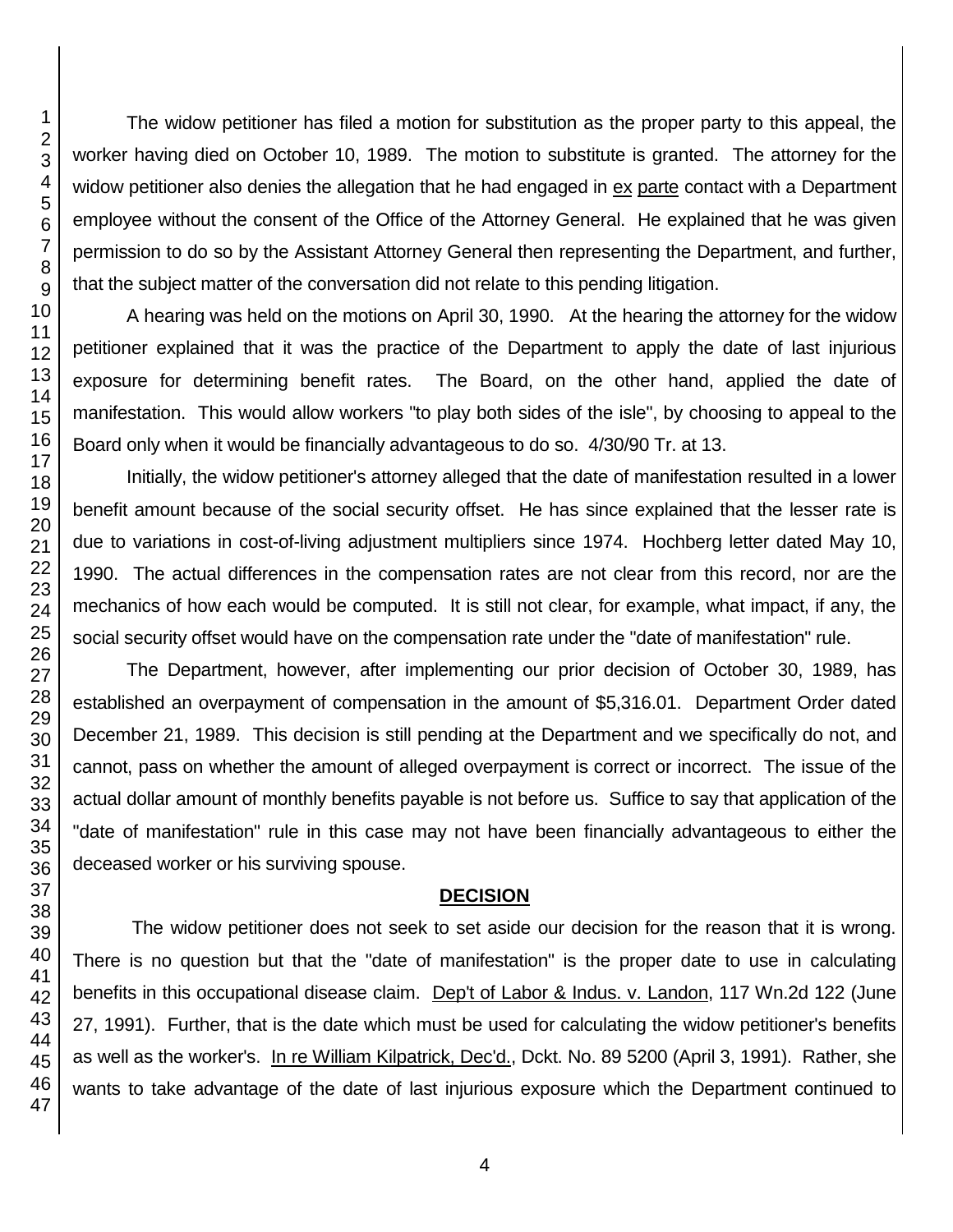The widow petitioner has filed a motion for substitution as the proper party to this appeal, the worker having died on October 10, 1989. The motion to substitute is granted. The attorney for the widow petitioner also denies the allegation that he had engaged in ex parte contact with a Department employee without the consent of the Office of the Attorney General. He explained that he was given permission to do so by the Assistant Attorney General then representing the Department, and further, that the subject matter of the conversation did not relate to this pending litigation.

A hearing was held on the motions on April 30, 1990. At the hearing the attorney for the widow petitioner explained that it was the practice of the Department to apply the date of last injurious exposure for determining benefit rates. The Board, on the other hand, applied the date of manifestation. This would allow workers "to play both sides of the isle", by choosing to appeal to the Board only when it would be financially advantageous to do so. 4/30/90 Tr. at 13.

Initially, the widow petitioner's attorney alleged that the date of manifestation resulted in a lower benefit amount because of the social security offset. He has since explained that the lesser rate is due to variations in cost-of-living adjustment multipliers since 1974. Hochberg letter dated May 10, 1990. The actual differences in the compensation rates are not clear from this record, nor are the mechanics of how each would be computed. It is still not clear, for example, what impact, if any, the social security offset would have on the compensation rate under the "date of manifestation" rule.

The Department, however, after implementing our prior decision of October 30, 1989, has established an overpayment of compensation in the amount of $5,316.01. Department Order dated December 21, 1989. This decision is still pending at the Department and we specifically do not, and cannot, pass on whether the amount of alleged overpayment is correct or incorrect. The issue of the actual dollar amount of monthly benefits payable is not before us. Suffice to say that application of the "date of manifestation" rule in this case may not have been financially advantageous to either the deceased worker or his surviving spouse.

## DECISION

The widow petitioner does not seek to set aside our decision for the reason that it is wrong. There is no question but that the "date of manifestation" is the proper date to use in calculating benefits in this occupational disease claim. Dep't of Labor & Indus. v. Landon, 117 Wn.2d 122 (June 27, 1991). Further, that is the date which must be used for calculating the widow petitioner's benefits as well as the worker's. In re William Kilpatrick, Dec'd., Dckt. No. 89 5200 (April 3, 1991). Rather, she wants to take advantage of the date of last injurious exposure which the Department continued to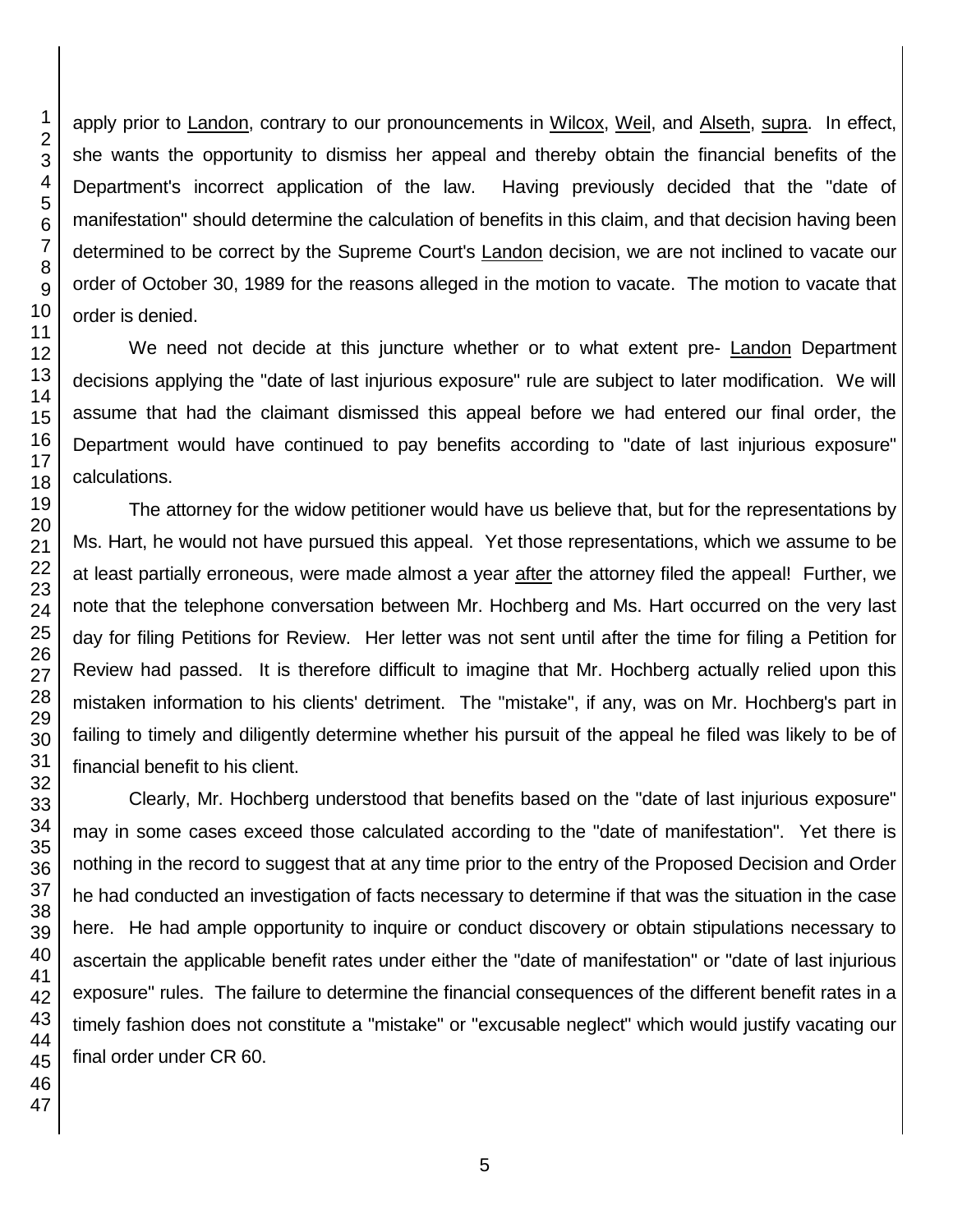apply prior to Landon, contrary to our pronouncements in Wilcox, Weil, and Alseth, supra. In effect, she wants the opportunity to dismiss her appeal and thereby obtain the financial benefits of the Department's incorrect application of the law. Having previously decided that the "date of manifestation" should determine the calculation of benefits in this claim, and that decision having been determined to be correct by the Supreme Court's Landon decision, we are not inclined to vacate our order of October 30, 1989 for the reasons alleged in the motion to vacate. The motion to vacate that order is denied.

We need not decide at this juncture whether or to what extent pre- Landon Department decisions applying the "date of last injurious exposure" rule are subject to later modification. We will assume that had the claimant dismissed this appeal before we had entered our final order, the Department would have continued to pay benefits according to "date of last injurious exposure" calculations.

The attorney for the widow petitioner would have us believe that, but for the representations by Ms. Hart, he would not have pursued this appeal. Yet those representations, which we assume to be at least partially erroneous, were made almost a year after the attorney filed the appeal! Further, we note that the telephone conversation between Mr. Hochberg and Ms. Hart occurred on the very last day for filing Petitions for Review. Her letter was not sent until after the time for filing a Petition for Review had passed. It is therefore difficult to imagine that Mr. Hochberg actually relied upon this mistaken information to his clients' detriment. The "mistake", if any, was on Mr. Hochberg's part in failing to timely and diligently determine whether his pursuit of the appeal he filed was likely to be of financial benefit to his client.

Clearly, Mr. Hochberg understood that benefits based on the "date of last injurious exposure" may in some cases exceed those calculated according to the "date of manifestation". Yet there is nothing in the record to suggest that at any time prior to the entry of the Proposed Decision and Order he had conducted an investigation of facts necessary to determine if that was the situation in the case here. He had ample opportunity to inquire or conduct discovery or obtain stipulations necessary to ascertain the applicable benefit rates under either the "date of manifestation" or "date of last injurious exposure" rules. The failure to determine the financial consequences of the different benefit rates in a timely fashion does not constitute a "mistake" or "excusable neglect" which would justify vacating our final order under CR 60.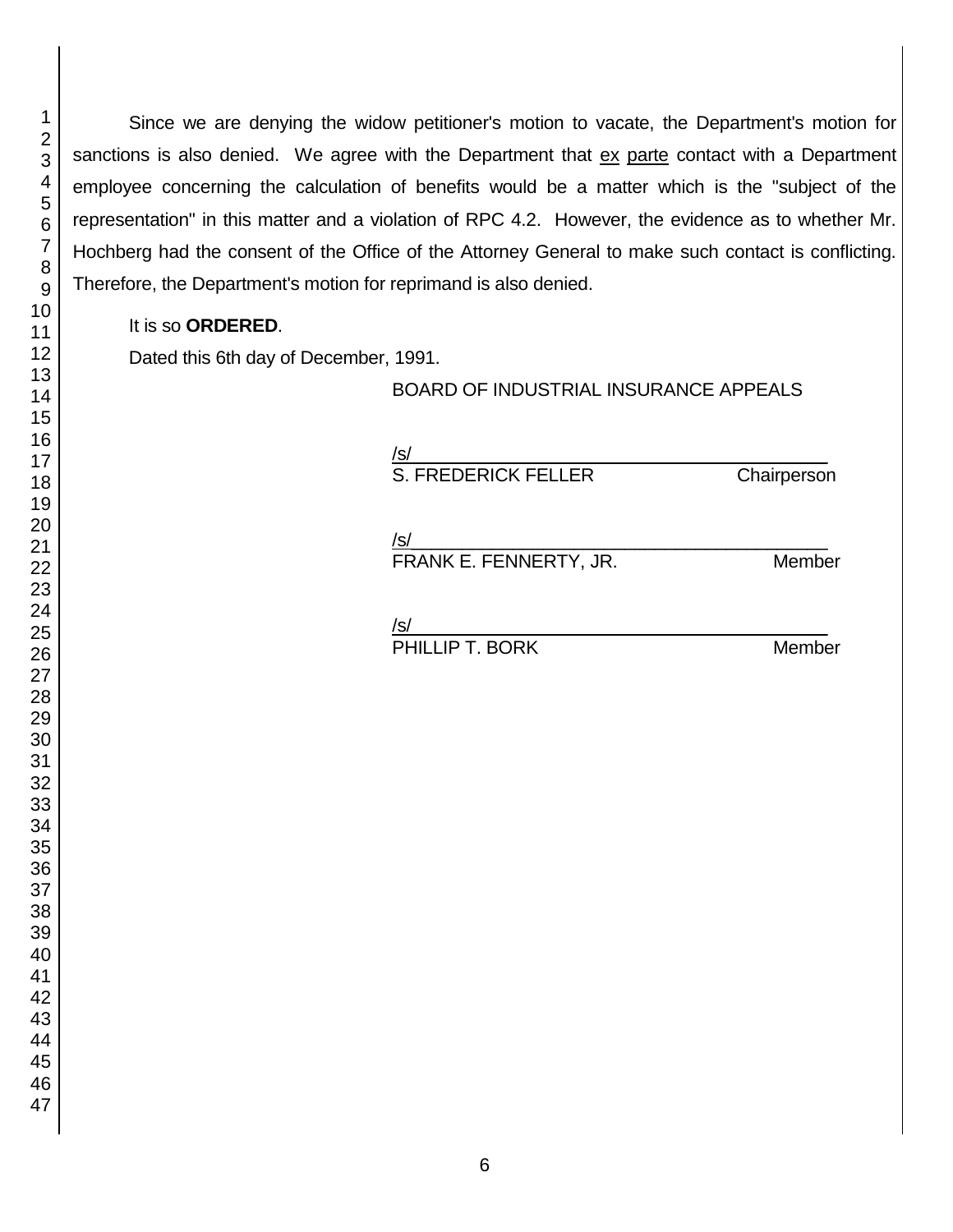Since we are denying the widow petitioner's motion to vacate, the Department's motion for sanctions is also denied. We agree with the Department that ex parte contact with a Department employee concerning the calculation of benefits would be a matter which is the "subject of the representation" in this matter and a violation of RPC 4.2. However, the evidence as to whether Mr. Hochberg had the consent of the Office of the Attorney General to make such contact is conflicting. Therefore, the Department's motion for reprimand is also denied.

It is so **ORDERED**.

Dated this 6th day of December, 1991.

BOARD OF INDUSTRIAL INSURANCE APPEALS

/s/
S. FREDERICK FELLER Chairperson

/s/
FRANK E. FENNERTY, JR. Member

/s/
PHILLIP T. BORK Member